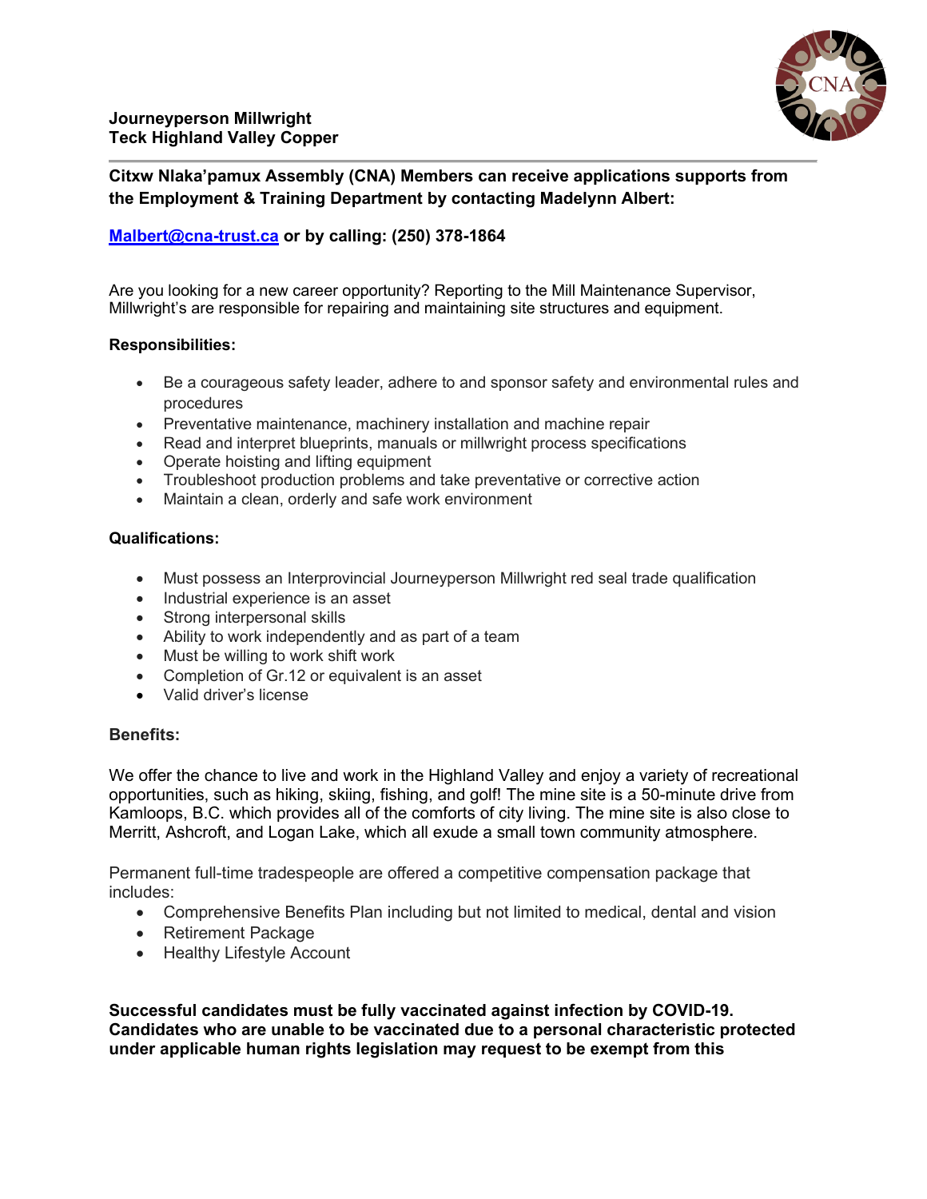**Journeyperson Millwright**
**Teck Highland Valley Copper**

**Citxw Nlaka'pamux Assembly (CNA) Members can receive applications supports from the Employment & Training Department by contacting Madelynn Albert:**

**Malbert@cna-trust.ca or by calling: (250) 378-1864**

Are you looking for a new career opportunity? Reporting to the Mill Maintenance Supervisor, Millwright's are responsible for repairing and maintaining site structures and equipment.

**Responsibilities:**

- Be a courageous safety leader, adhere to and sponsor safety and environmental rules and procedures
- Preventative maintenance, machinery installation and machine repair
- Read and interpret blueprints, manuals or millwright process specifications
- Operate hoisting and lifting equipment
- Troubleshoot production problems and take preventative or corrective action
- Maintain a clean, orderly and safe work environment

**Qualifications:**

- Must possess an Interprovincial Journeyperson Millwright red seal trade qualification
- Industrial experience is an asset
- Strong interpersonal skills
- Ability to work independently and as part of a team
- Must be willing to work shift work
- Completion of Gr.12 or equivalent is an asset
- Valid driver's license

**Benefits:**

We offer the chance to live and work in the Highland Valley and enjoy a variety of recreational opportunities, such as hiking, skiing, fishing, and golf! The mine site is a 50-minute drive from Kamloops, B.C. which provides all of the comforts of city living. The mine site is also close to Merritt, Ashcroft, and Logan Lake, which all exude a small town community atmosphere.

Permanent full-time tradespeople are offered a competitive compensation package that includes:

- Comprehensive Benefits Plan including but not limited to medical, dental and vision
- Retirement Package
- Healthy Lifestyle Account

**Successful candidates must be fully vaccinated against infection by COVID-19. Candidates who are unable to be vaccinated due to a personal characteristic protected under applicable human rights legislation may request to be exempt from this**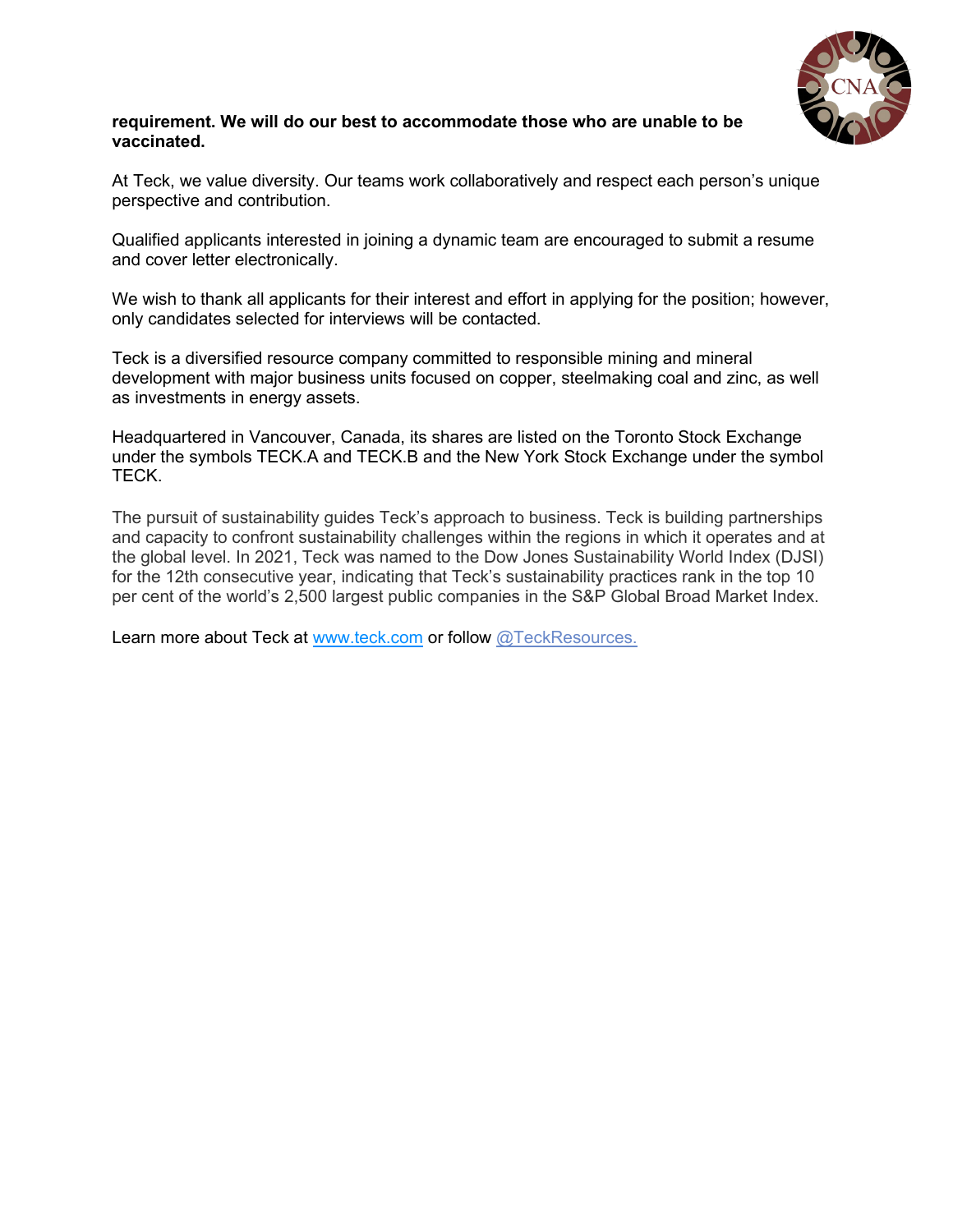**requirement. We will do our best to accommodate those who are unable to be vaccinated.**

At Teck, we value diversity. Our teams work collaboratively and respect each person's unique perspective and contribution.

Qualified applicants interested in joining a dynamic team are encouraged to submit a resume and cover letter electronically.

We wish to thank all applicants for their interest and effort in applying for the position; however, only candidates selected for interviews will be contacted.

Teck is a diversified resource company committed to responsible mining and mineral development with major business units focused on copper, steelmaking coal and zinc, as well as investments in energy assets.

Headquartered in Vancouver, Canada, its shares are listed on the Toronto Stock Exchange under the symbols TECK.A and TECK.B and the New York Stock Exchange under the symbol TECK.

The pursuit of sustainability guides Teck's approach to business. Teck is building partnerships and capacity to confront sustainability challenges within the regions in which it operates and at the global level. In 2021, Teck was named to the Dow Jones Sustainability World Index (DJSI) for the 12th consecutive year, indicating that Teck's sustainability practices rank in the top 10 per cent of the world's 2,500 largest public companies in the S&P Global Broad Market Index.

Learn more about Teck at [www.teck.com](http://www.teck.com) or follow @TeckResources.